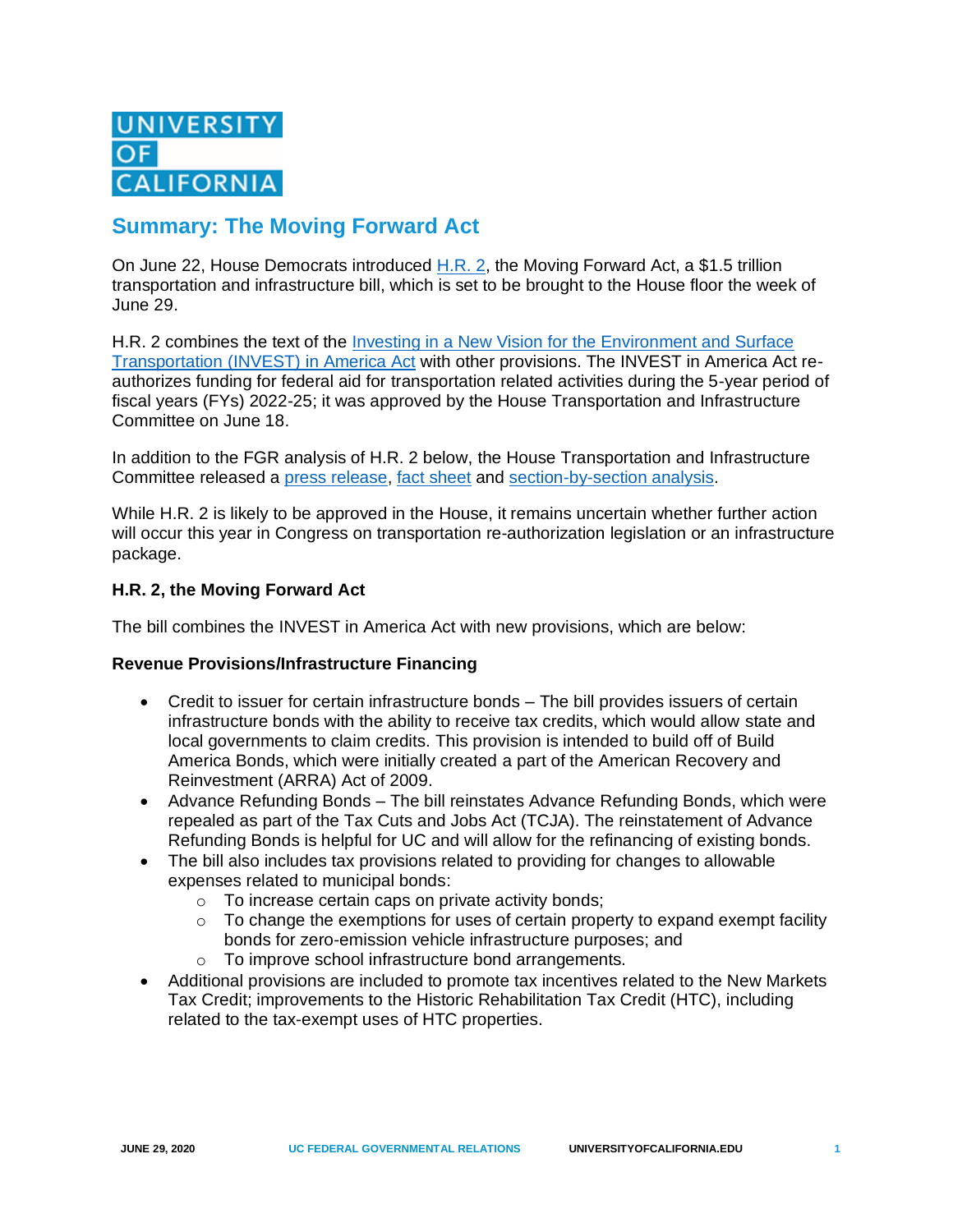UNIVERSITY OF CALIFORNIA

# Summary: The Moving Forward Act

On June 22, House Democrats introduced H.R. 2, the Moving Forward Act, a $1.5 trillion transportation and infrastructure bill, which is set to be brought to the House floor the week of June 29.

H.R. 2 combines the text of the Investing in a New Vision for the Environment and Surface Transportation (INVEST) in America Act with other provisions. The INVEST in America Act re-authorizes funding for federal aid for transportation related activities during the 5-year period of fiscal years (FYs) 2022-25; it was approved by the House Transportation and Infrastructure Committee on June 18.

In addition to the FGR analysis of H.R. 2 below, the House Transportation and Infrastructure Committee released a press release, fact sheet and section-by-section analysis.

While H.R. 2 is likely to be approved in the House, it remains uncertain whether further action will occur this year in Congress on transportation re-authorization legislation or an infrastructure package.

**H.R. 2, the Moving Forward Act**

The bill combines the INVEST in America Act with new provisions, which are below:

**Revenue Provisions/Infrastructure Financing**

- Credit to issuer for certain infrastructure bonds – The bill provides issuers of certain infrastructure bonds with the ability to receive tax credits, which would allow state and local governments to claim credits. This provision is intended to build off of Build America Bonds, which were initially created a part of the American Recovery and Reinvestment (ARRA) Act of 2009.
- Advance Refunding Bonds – The bill reinstates Advance Refunding Bonds, which were repealed as part of the Tax Cuts and Jobs Act (TCJA). The reinstatement of Advance Refunding Bonds is helpful for UC and will allow for the refinancing of existing bonds.
- The bill also includes tax provisions related to providing for changes to allowable expenses related to municipal bonds:
  - To increase certain caps on private activity bonds;
  - To change the exemptions for uses of certain property to expand exempt facility bonds for zero-emission vehicle infrastructure purposes; and
  - To improve school infrastructure bond arrangements.
- Additional provisions are included to promote tax incentives related to the New Markets Tax Credit; improvements to the Historic Rehabilitation Tax Credit (HTC), including related to the tax-exempt uses of HTC properties.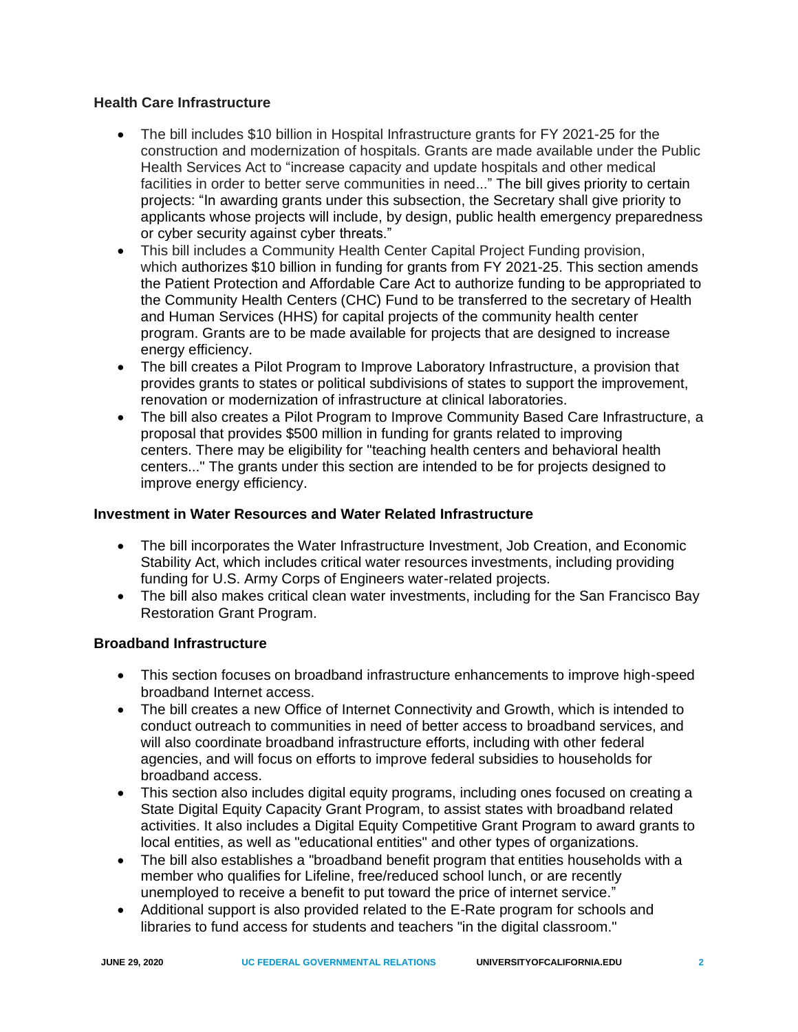**Health Care Infrastructure**

- The bill includes $10 billion in Hospital Infrastructure grants for FY 2021-25 for the construction and modernization of hospitals. Grants are made available under the Public Health Services Act to "increase capacity and update hospitals and other medical facilities in order to better serve communities in need..." The bill gives priority to certain projects: "In awarding grants under this subsection, the Secretary shall give priority to applicants whose projects will include, by design, public health emergency preparedness or cyber security against cyber threats."
- This bill includes a Community Health Center Capital Project Funding provision, which authorizes $10 billion in funding for grants from FY 2021-25. This section amends the Patient Protection and Affordable Care Act to authorize funding to be appropriated to the Community Health Centers (CHC) Fund to be transferred to the secretary of Health and Human Services (HHS) for capital projects of the community health center program. Grants are to be made available for projects that are designed to increase energy efficiency.
- The bill creates a Pilot Program to Improve Laboratory Infrastructure, a provision that provides grants to states or political subdivisions of states to support the improvement, renovation or modernization of infrastructure at clinical laboratories.
- The bill also creates a Pilot Program to Improve Community Based Care Infrastructure, a proposal that provides $500 million in funding for grants related to improving centers. There may be eligibility for "teaching health centers and behavioral health centers..." The grants under this section are intended to be for projects designed to improve energy efficiency.

**Investment in Water Resources and Water Related Infrastructure**

- The bill incorporates the Water Infrastructure Investment, Job Creation, and Economic Stability Act, which includes critical water resources investments, including providing funding for U.S. Army Corps of Engineers water-related projects.
- The bill also makes critical clean water investments, including for the San Francisco Bay Restoration Grant Program.

**Broadband Infrastructure**

- This section focuses on broadband infrastructure enhancements to improve high-speed broadband Internet access.
- The bill creates a new Office of Internet Connectivity and Growth, which is intended to conduct outreach to communities in need of better access to broadband services, and will also coordinate broadband infrastructure efforts, including with other federal agencies, and will focus on efforts to improve federal subsidies to households for broadband access.
- This section also includes digital equity programs, including ones focused on creating a State Digital Equity Capacity Grant Program, to assist states with broadband related activities. It also includes a Digital Equity Competitive Grant Program to award grants to local entities, as well as "educational entities" and other types of organizations.
- The bill also establishes a "broadband benefit program that entities households with a member who qualifies for Lifeline, free/reduced school lunch, or are recently unemployed to receive a benefit to put toward the price of internet service."
- Additional support is also provided related to the E-Rate program for schools and libraries to fund access for students and teachers "in the digital classroom."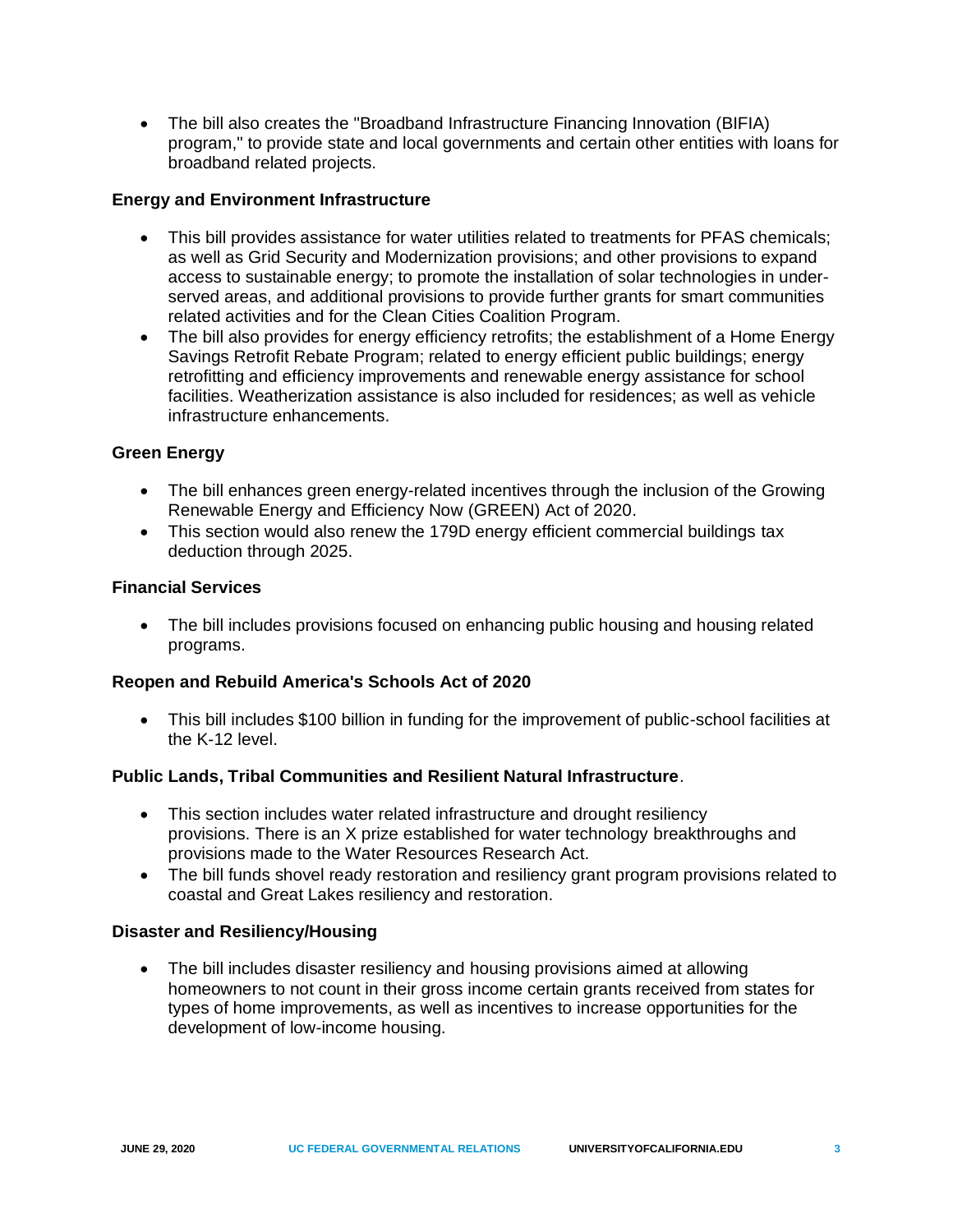- The bill also creates the "Broadband Infrastructure Financing Innovation (BIFIA) program," to provide state and local governments and certain other entities with loans for broadband related projects.

**Energy and Environment Infrastructure**

- This bill provides assistance for water utilities related to treatments for PFAS chemicals; as well as Grid Security and Modernization provisions; and other provisions to expand access to sustainable energy; to promote the installation of solar technologies in under-served areas, and additional provisions to provide further grants for smart communities related activities and for the Clean Cities Coalition Program.
- The bill also provides for energy efficiency retrofits; the establishment of a Home Energy Savings Retrofit Rebate Program; related to energy efficient public buildings; energy retrofitting and efficiency improvements and renewable energy assistance for school facilities. Weatherization assistance is also included for residences; as well as vehicle infrastructure enhancements.

**Green Energy**

- The bill enhances green energy-related incentives through the inclusion of the Growing Renewable Energy and Efficiency Now (GREEN) Act of 2020.
- This section would also renew the 179D energy efficient commercial buildings tax deduction through 2025.

**Financial Services**

- The bill includes provisions focused on enhancing public housing and housing related programs.

**Reopen and Rebuild America's Schools Act of 2020**

- This bill includes $100 billion in funding for the improvement of public-school facilities at the K-12 level.

**Public Lands, Tribal Communities and Resilient Natural Infrastructure**.

- This section includes water related infrastructure and drought resiliency provisions. There is an X prize established for water technology breakthroughs and provisions made to the Water Resources Research Act.
- The bill funds shovel ready restoration and resiliency grant program provisions related to coastal and Great Lakes resiliency and restoration.

**Disaster and Resiliency/Housing**

- The bill includes disaster resiliency and housing provisions aimed at allowing homeowners to not count in their gross income certain grants received from states for types of home improvements, as well as incentives to increase opportunities for the development of low-income housing.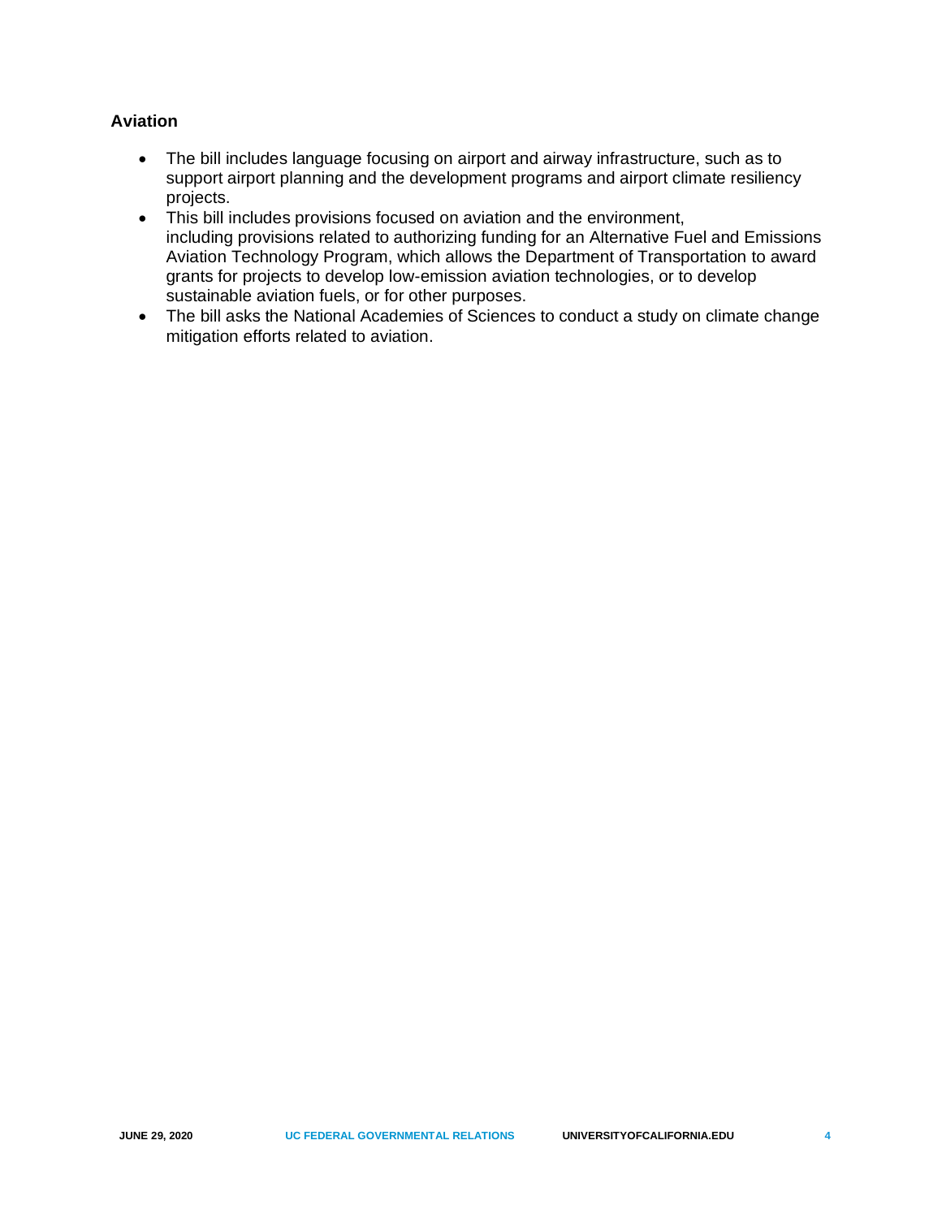**Aviation**

- The bill includes language focusing on airport and airway infrastructure, such as to support airport planning and the development programs and airport climate resiliency projects.
- This bill includes provisions focused on aviation and the environment, including provisions related to authorizing funding for an Alternative Fuel and Emissions Aviation Technology Program, which allows the Department of Transportation to award grants for projects to develop low-emission aviation technologies, or to develop sustainable aviation fuels, or for other purposes.
- The bill asks the National Academies of Sciences to conduct a study on climate change mitigation efforts related to aviation.